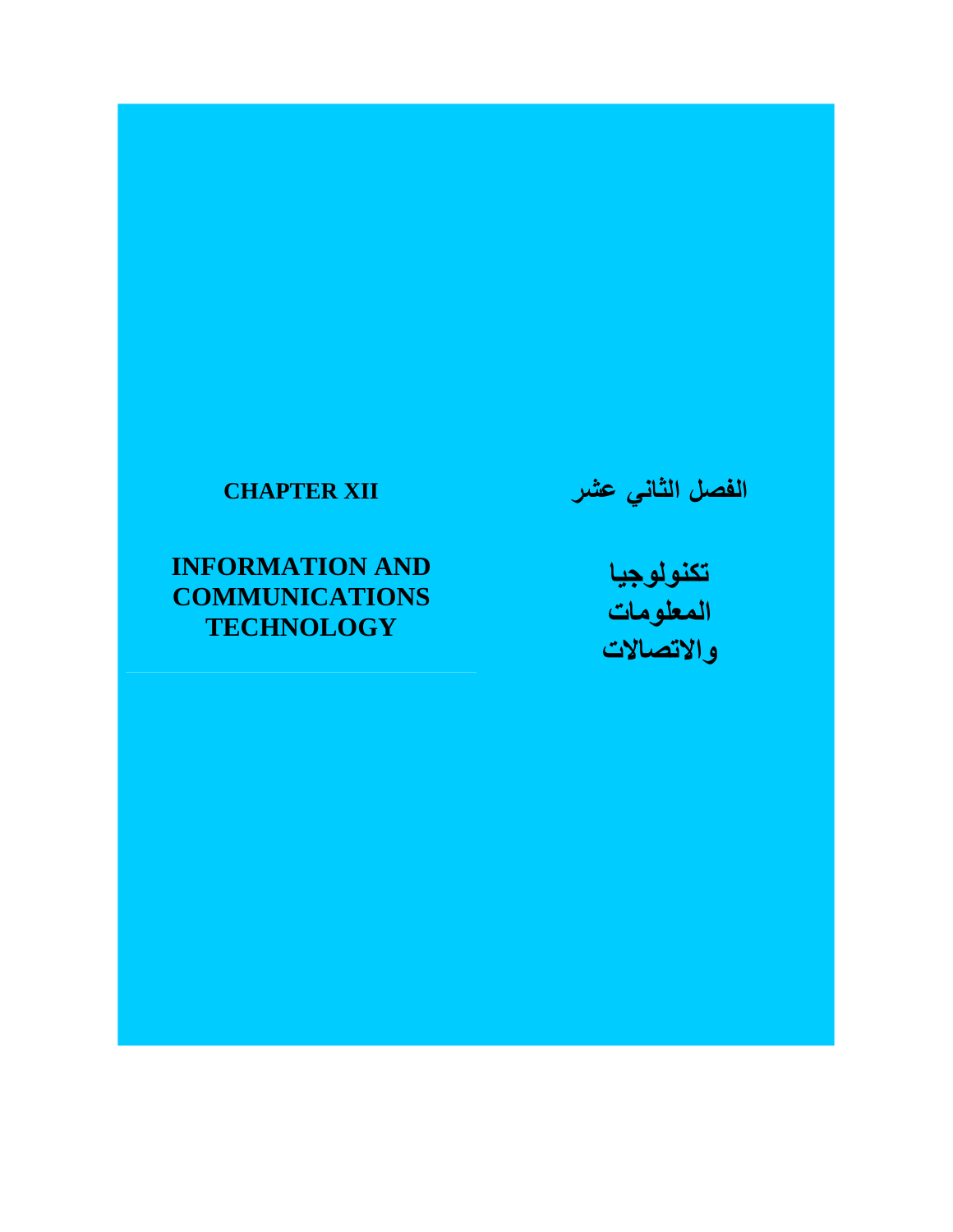# CHAPTER XII

# INFORMATION AND COMMUNICATIONS TECHNOLOGY

# الفصل الثاني عشر

# تكنولوجيا المعلومات والاتصالات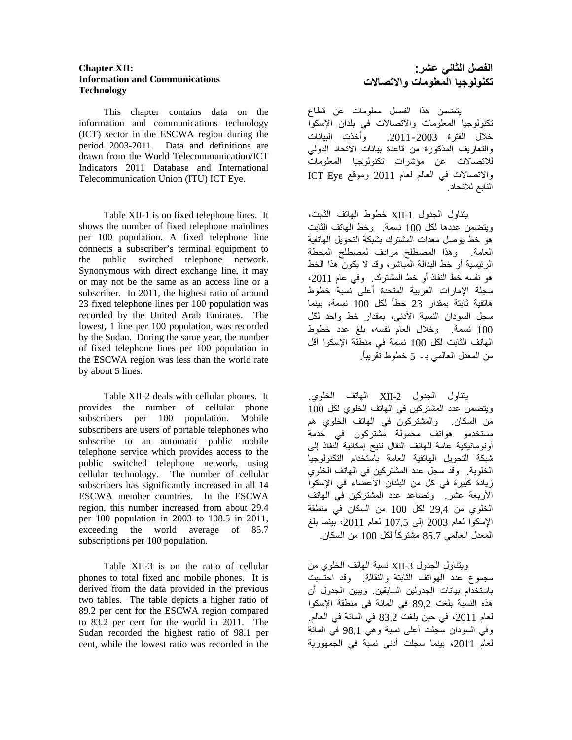**Chapter XII: Information and Communications Technology**

This chapter contains data on the information and communications technology (ICT) sector in the ESCWA region during the period 2003-2011. Data and definitions are drawn from the World Telecommunication/ICT Indicators 2011 Database and International Telecommunication Union (ITU) ICT Eye.

Table XII-1 is on fixed telephone lines. It shows the number of fixed telephone mainlines per 100 population. A fixed telephone line connects a subscriber's terminal equipment to the public switched telephone network. Synonymous with direct exchange line, it may or may not be the same as an access line or a subscriber. In 2011, the highest ratio of around 23 fixed telephone lines per 100 population was recorded by the United Arab Emirates. The lowest, 1 line per 100 population, was recorded by the Sudan. During the same year, the number of fixed telephone lines per 100 population in the ESCWA region was less than the world rate by about 5 lines.

Table XII-2 deals with cellular phones. It provides the number of cellular phone subscribers per 100 population. Mobile subscribers are users of portable telephones who subscribe to an automatic public mobile telephone service which provides access to the public switched telephone network, using cellular technology. The number of cellular subscribers has significantly increased in all 14 ESCWA member countries. In the ESCWA region, this number increased from about 29.4 per 100 population in 2003 to 108.5 in 2011, exceeding the world average of 85.7 subscriptions per 100 population.

Table XII-3 is on the ratio of cellular phones to total fixed and mobile phones. It is derived from the data provided in the previous two tables. The table depicts a higher ratio of 89.2 per cent for the ESCWA region compared to 83.2 per cent for the world in 2011. The Sudan recorded the highest ratio of 98.1 per cent, while the lowest ratio was recorded in the

**الفصل الثاني عشر: تكنولوجيا المعلومات والاتصالات**

يتضمن هذا الفصل معلومات عن قطاع تكنولوجيا المعلومات والاتصالات في بلدان الإسكوا خلال الفترة 2003-2011. وأخذت البيانات والتعاريف المذكورة من قاعدة بيانات الاتحاد الدولي للاتصالات عن مؤشرات تكنولوجيا المعلومات والاتصالات في العالم لعام 2011 وموقع ICT Eye التابع للاتحاد.

يتناول الجدول XII-1 خطوط الهاتف الثابت، ويتضمن عددها لكل 100 نسمة. وخط الهاتف الثابت هو خط يوصل معدات المشترك بشبكة التحويل الهاتفية العامة. وهذا المصطلح مرادف لمصطلح المحطة الرئيسية أو خط البدالة المباشر، وقد لا يكون هذا الخط هو نفسه خط النفاذ أو خط المشترك. وفي عام 2011، سجلة الإمارات العربية المتحدة أعلى نسبة خطوط هاتفية ثابتة بمقدار 23 خطاً لكل 100 نسمة، بينما سجل السودان النسبة الأدنى، بمقدار خط واحد لكل 100 نسمة. وخلال العام نفسه، بلغ عدد خطوط الهاتف الثابت لكل 100 نسمة في منطقة الإسكوا أقل من المعدل العالمي بـ 5 خطوط تقريباً.

يتناول الجدول XII-2 الهاتف الخلوي. ويتضمن عدد المشتركين في الهاتف الخلوي لكل 100 من السكان. والمشتركون في الهاتف الخلوي هم مستخدمو هواتف محمولة مشتركون في خدمة أوتوماتيكية عامة للهاتف النقال تتيح إمكانية النفاذ إلى شبكة التحويل الهاتفية العامة باستخدام التكنولوجيا الخلوية. وقد سجل عدد المشتركين في الهاتف الخلوي زيادة كبيرة في كل من البلدان الأعضاء في الإسكوا الأربعة عشر. وتصاعد عدد المشتركين في الهاتف الخلوي من 29,4 لكل 100 من السكان في منطقة الإسكوا لعام 2003 إلى 107,5 لعام 2011، بينما بلغ المعدل العالمي 85.7 مشتركاً لكل 100 من السكان.

ويتناول الجدول XII-3 نسبة الهاتف الخلوي من مجموع عدد الهواتف الثابتة والنقالة. وقد احتسبت باستخدام بيانات الجدولين السابقين. ويبين الجدول أن هذه النسبة بلغت 89,2 في المائة في منطقة الإسكوا لعام 2011، في حين بلغت 83,2 في المائة في العالم. وفي السودان سجلت أعلى نسبة وهي 98,1 في المائة لعام 2011، بينما سجلت أدنى نسبة في الجمهورية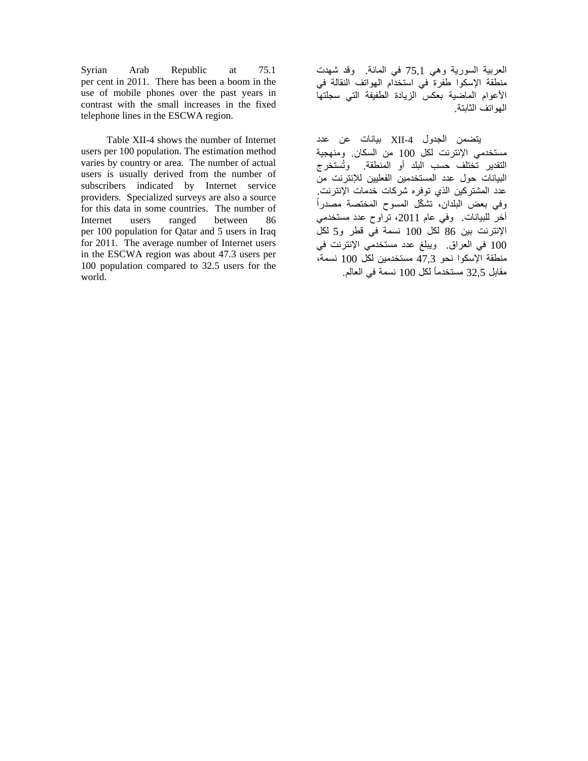Syrian Arab Republic at 75.1 per cent in 2011. There has been a boom in the use of mobile phones over the past years in contrast with the small increases in the fixed telephone lines in the ESCWA region.

Table XII-4 shows the number of Internet users per 100 population. The estimation method varies by country or area. The number of actual users is usually derived from the number of subscribers indicated by Internet service providers. Specialized surveys are also a source for this data in some countries. The number of Internet users ranged between 86 per 100 population for Qatar and 5 users in Iraq for 2011. The average number of Internet users in the ESCWA region was about 47.3 users per 100 population compared to 32.5 users for the world.

العربية السورية وهي 75,1 في المائة. وقد شهدت منطقة الإسكوا طفرة في استخدام الهواتف النقالة في الأعوام الماضية بعكس الزيادة الطفيفة التي سجلتها الهواتف الثابتة.

يتضمن الجدول XII-4 بيانات عن عدد مستخدمي الإنترنت لكل 100 من السكان. ومنهجية التقدير تختلف حسب البلد أو المنطقة. وتُستخرج البيانات حول عدد المستخدمين الفعليين للإنترنت من عدد المشتركين الذي توفره شركات خدمات الإنترنت. وفي بعض البلدان، تشكّل المسوح المختصة مصدراً آخر للبيانات. وفي عام 2011، تراوح عدد مستخدمي الإنترنت بين 86 لكل 100 نسمة في قطر و5 لكل 100 في العراق. ويبلغ عدد مستخدمي الإنترنت في منطقة الإسكوا نحو 47,3 مستخدمين لكل 100 نسمة، مقابل 32,5 مستخدماً لكل 100 نسمة في العالم.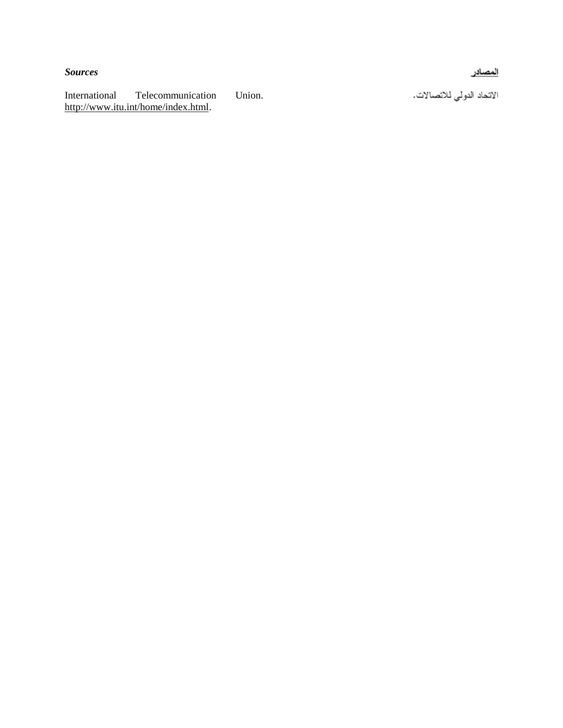***Sources***

International Telecommunication Union. http://www.itu.int/home/index.html.

**المصادر**

الاتحاد الدولي للاتصالات.